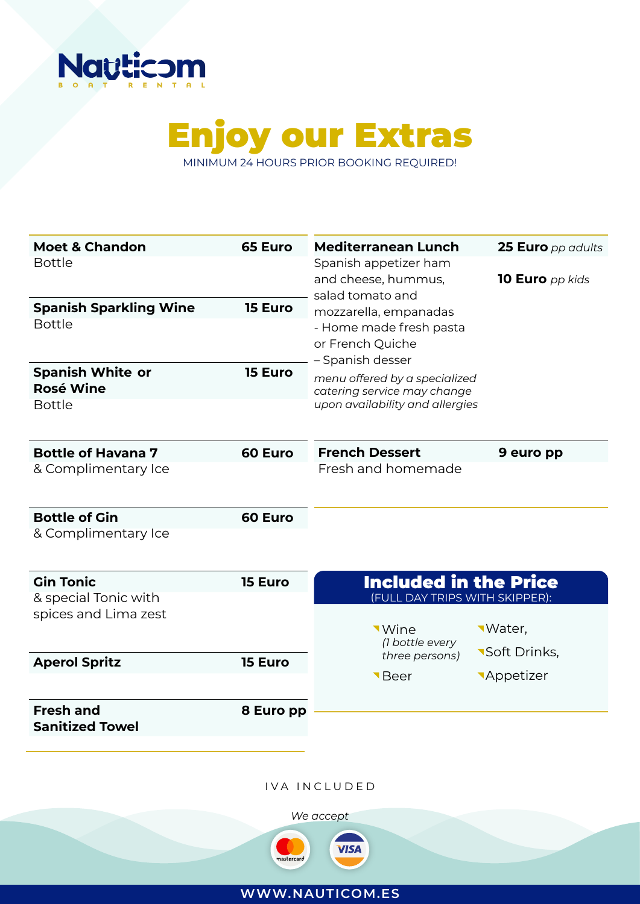Nauticom
BOAT RENTAL

# Enjoy our Extras

MINIMUM 24 HOURS PRIOR BOOKING REQUIRED!

**Moet & Chandon** — **65 Euro**
Bottle

**Spanish Sparkling Wine** — **15 Euro**
Bottle

**Spanish White or Rosé Wine** — **15 Euro**
Bottle

**Bottle of Havana 7** — **60 Euro**
& Complimentary Ice

**Bottle of Gin** — **60 Euro**
& Complimentary Ice

**Gin Tonic** — **15 Euro**
& special Tonic with spices and Lima zest

**Aperol Spritz** — **15 Euro**

**Fresh and Sanitized Towel** — **8 Euro pp**

**Mediterranean Lunch** — **25 Euro** *pp adults* / **10 Euro** *pp kids*
Spanish appetizer ham and cheese, hummus, salad tomato and mozzarella, empanadas
- Home made fresh pasta or French Quiche
– Spanish desser

*menu offered by a specialized catering service may change upon availability and allergies*

**French Dessert** — **9 euro pp**
Fresh and homemade

## Included in the Price

(FULL DAY TRIPS WITH SKIPPER):

- Wine *(1 bottle every three persons)*
- Beer
- Water,
- Soft Drinks,
- Appetizer

IVA INCLUDED

*We accept*

mastercard VISA

WWW.NAUTICOM.ES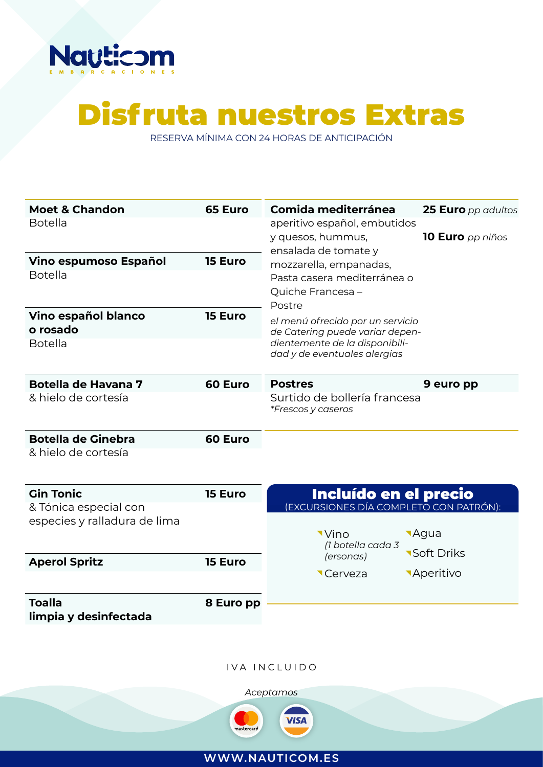# Nauticom
EMBARCACIONES

# Disfruta nuestros Extras

RESERVA MÍNIMA CON 24 HORAS DE ANTICIPACIÓN

**Moet & Chandon** — **65 Euro**
Botella

**Vino espumoso Español** — **15 Euro**
Botella

**Vino español blanco o rosado** — **15 Euro**
Botella

**Botella de Havana 7** — **60 Euro**
& hielo de cortesía

**Botella de Ginebra** — **60 Euro**
& hielo de cortesía

**Gin Tonic** — **15 Euro**
& Tónica especial con especies y ralladura de lima

**Aperol Spritz** — **15 Euro**

**Toalla limpia y desinfectada** — **8 Euro pp**

**Comida mediterránea** — **25 Euro** *pp adultos* / **10 Euro** *pp niños*
aperitivo español, embutidos y quesos, hummus, ensalada de tomate y mozzarella, empanadas, Pasta casera mediterránea o Quiche Francesa – Postre
*el menú ofrecido por un servicio de Catering puede variar dependientemente de la disponibilidad y de eventuales alergias*

**Postres** — **9 euro pp**
Surtido de bollería francesa
*\*Frescos y caseros*

## Incluído en el precio
(EXCURSIONES DÍA COMPLETO CON PATRÓN):

- Vino *(1 botella cada 3 (ersonas)*
- Cerveza
- Agua
- Soft Driks
- Aperitivo

IVA INCLUIDO

*Aceptamos*

mastercard VISA

WWW.NAUTICOM.ES